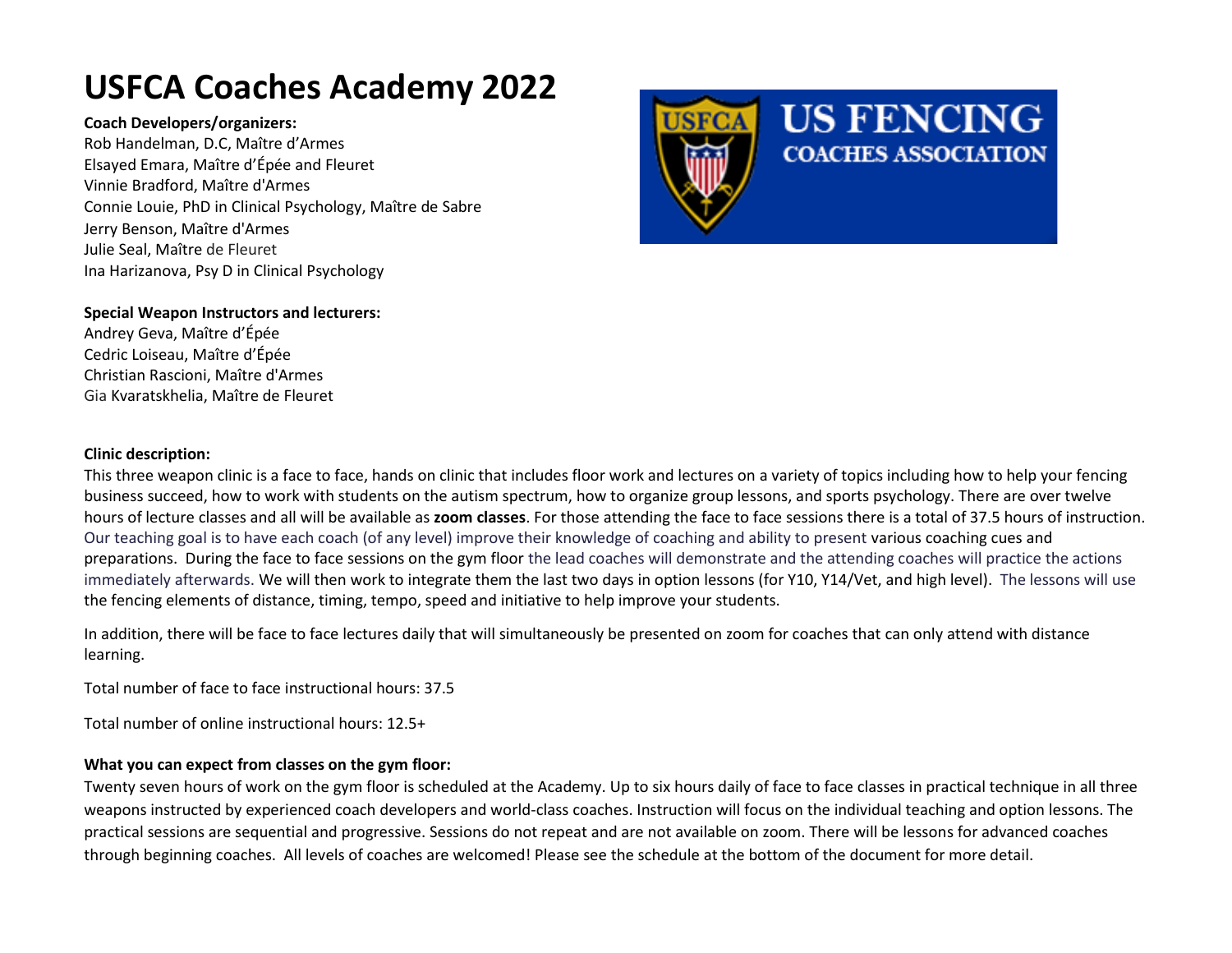# USFCA Coaches Academy 2022

**Coach Developers/organizers:**
Rob Handelman, D.C, Maître d'Armes
Elsayed Emara, Maître d'Épée and Fleuret
Vinnie Bradford, Maître d'Armes
Connie Louie, PhD in Clinical Psychology, Maître de Sabre
Jerry Benson, Maître d'Armes
Julie Seal, Maître de Fleuret
Ina Harizanova, Psy D in Clinical Psychology

**Special Weapon Instructors and lecturers:**
Andrey Geva, Maître d'Épée
Cedric Loiseau, Maître d'Épée
Christian Rascioni, Maître d'Armes
Gia Kvaratskhelia, Maître de Fleuret

**Clinic description:**
This three weapon clinic is a face to face, hands on clinic that includes floor work and lectures on a variety of topics including how to help your fencing business succeed, how to work with students on the autism spectrum, how to organize group lessons, and sports psychology. There are over twelve hours of lecture classes and all will be available as **zoom classes**. For those attending the face to face sessions there is a total of 37.5 hours of instruction. Our teaching goal is to have each coach (of any level) improve their knowledge of coaching and ability to present various coaching cues and preparations. During the face to face sessions on the gym floor the lead coaches will demonstrate and the attending coaches will practice the actions immediately afterwards. We will then work to integrate them the last two days in option lessons (for Y10, Y14/Vet, and high level). The lessons will use the fencing elements of distance, timing, tempo, speed and initiative to help improve your students.

In addition, there will be face to face lectures daily that will simultaneously be presented on zoom for coaches that can only attend with distance learning.

Total number of face to face instructional hours: 37.5

Total number of online instructional hours: 12.5+

**What you can expect from classes on the gym floor:**
Twenty seven hours of work on the gym floor is scheduled at the Academy. Up to six hours daily of face to face classes in practical technique in all three weapons instructed by experienced coach developers and world-class coaches. Instruction will focus on the individual teaching and option lessons. The practical sessions are sequential and progressive. Sessions do not repeat and are not available on zoom. There will be lessons for advanced coaches through beginning coaches. All levels of coaches are welcomed! Please see the schedule at the bottom of the document for more detail.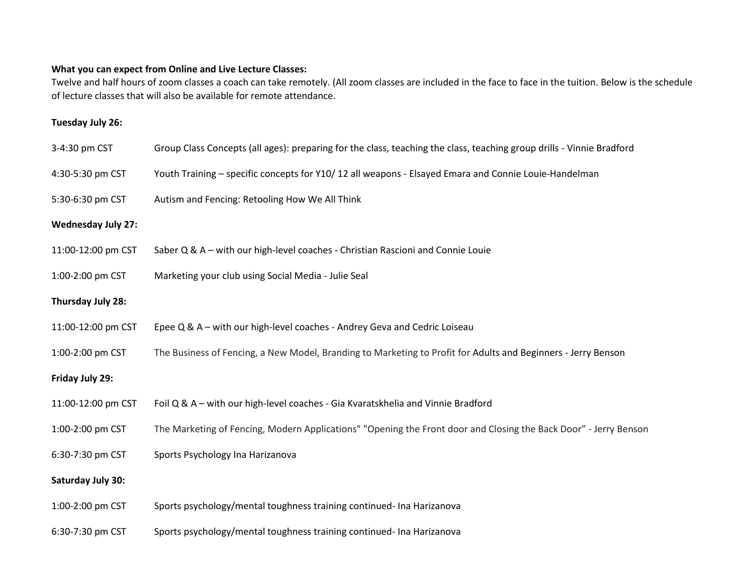**What you can expect from Online and Live Lecture Classes:**
Twelve and half hours of zoom classes a coach can take remotely. (All zoom classes are included in the face to face in the tuition. Below is the schedule of lecture classes that will also be available for remote attendance.

**Tuesday July 26:**

3-4:30 pm CST Group Class Concepts (all ages): preparing for the class, teaching the class, teaching group drills - Vinnie Bradford

4:30-5:30 pm CST Youth Training – specific concepts for Y10/ 12 all weapons - Elsayed Emara and Connie Louie-Handelman

5:30-6:30 pm CST Autism and Fencing: Retooling How We All Think

**Wednesday July 27:**

11:00-12:00 pm CST Saber Q & A – with our high-level coaches - Christian Rascioni and Connie Louie

1:00-2:00 pm CST Marketing your club using Social Media - Julie Seal

**Thursday July 28:**

11:00-12:00 pm CST Epee Q & A – with our high-level coaches - Andrey Geva and Cedric Loiseau

1:00-2:00 pm CST The Business of Fencing, a New Model, Branding to Marketing to Profit for Adults and Beginners - Jerry Benson

**Friday July 29:**

11:00-12:00 pm CST Foil Q & A – with our high-level coaches - Gia Kvaratskhelia and Vinnie Bradford

1:00-2:00 pm CST The Marketing of Fencing, Modern Applications" "Opening the Front door and Closing the Back Door" - Jerry Benson

6:30-7:30 pm CST Sports Psychology Ina Harizanova

**Saturday July 30:**

1:00-2:00 pm CST Sports psychology/mental toughness training continued- Ina Harizanova

6:30-7:30 pm CST Sports psychology/mental toughness training continued- Ina Harizanova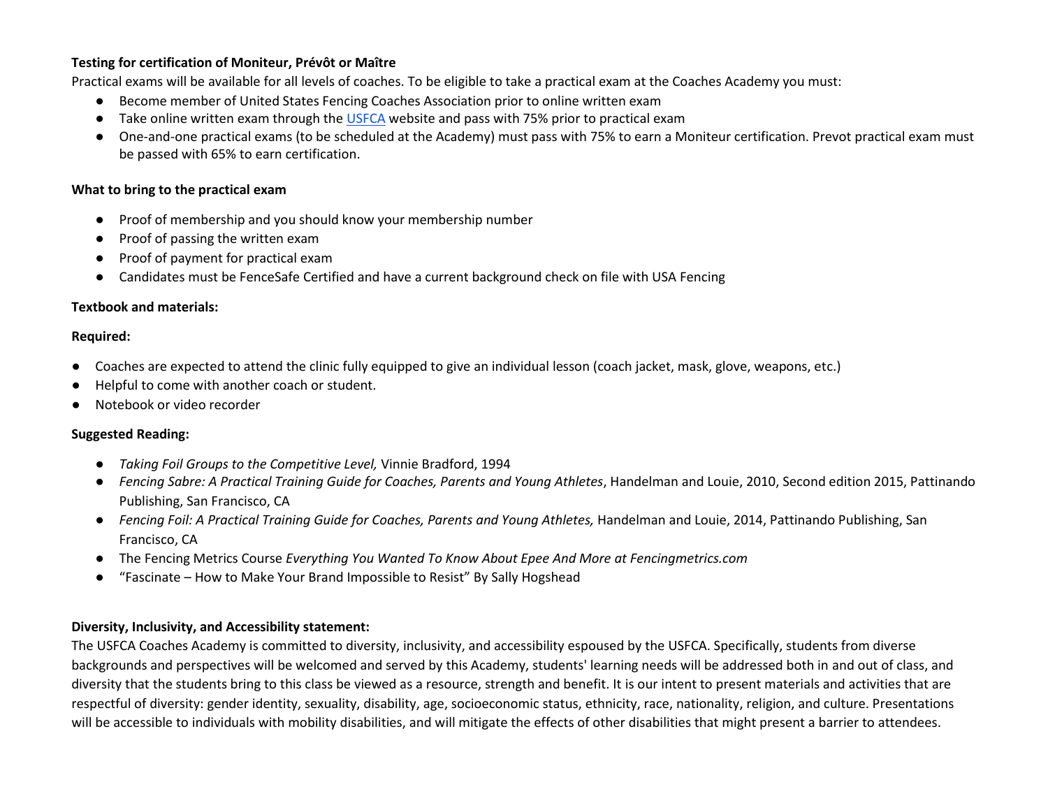**Testing for certification of Moniteur, Prévôt or Maître**

Practical exams will be available for all levels of coaches. To be eligible to take a practical exam at the Coaches Academy you must:

- Become member of United States Fencing Coaches Association prior to online written exam
- Take online written exam through the USFCA website and pass with 75% prior to practical exam
- One-and-one practical exams (to be scheduled at the Academy) must pass with 75% to earn a Moniteur certification. Prevot practical exam must be passed with 65% to earn certification.

**What to bring to the practical exam**

- Proof of membership and you should know your membership number
- Proof of passing the written exam
- Proof of payment for practical exam
- Candidates must be FenceSafe Certified and have a current background check on file with USA Fencing

**Textbook and materials:**

**Required:**

- Coaches are expected to attend the clinic fully equipped to give an individual lesson (coach jacket, mask, glove, weapons, etc.)
- Helpful to come with another coach or student.
- Notebook or video recorder

**Suggested Reading:**

- *Taking Foil Groups to the Competitive Level,* Vinnie Bradford, 1994
- *Fencing Sabre: A Practical Training Guide for Coaches, Parents and Young Athletes*, Handelman and Louie, 2010, Second edition 2015, Pattinando Publishing, San Francisco, CA
- *Fencing Foil: A Practical Training Guide for Coaches, Parents and Young Athletes,* Handelman and Louie, 2014, Pattinando Publishing, San Francisco, CA
- The Fencing Metrics Course *Everything You Wanted To Know About Epee And More at Fencingmetrics.com*
- "Fascinate – How to Make Your Brand Impossible to Resist" By Sally Hogshead

**Diversity, Inclusivity, and Accessibility statement:**

The USFCA Coaches Academy is committed to diversity, inclusivity, and accessibility espoused by the USFCA. Specifically, students from diverse backgrounds and perspectives will be welcomed and served by this Academy, students' learning needs will be addressed both in and out of class, and diversity that the students bring to this class be viewed as a resource, strength and benefit. It is our intent to present materials and activities that are respectful of diversity: gender identity, sexuality, disability, age, socioeconomic status, ethnicity, race, nationality, religion, and culture. Presentations will be accessible to individuals with mobility disabilities, and will mitigate the effects of other disabilities that might present a barrier to attendees.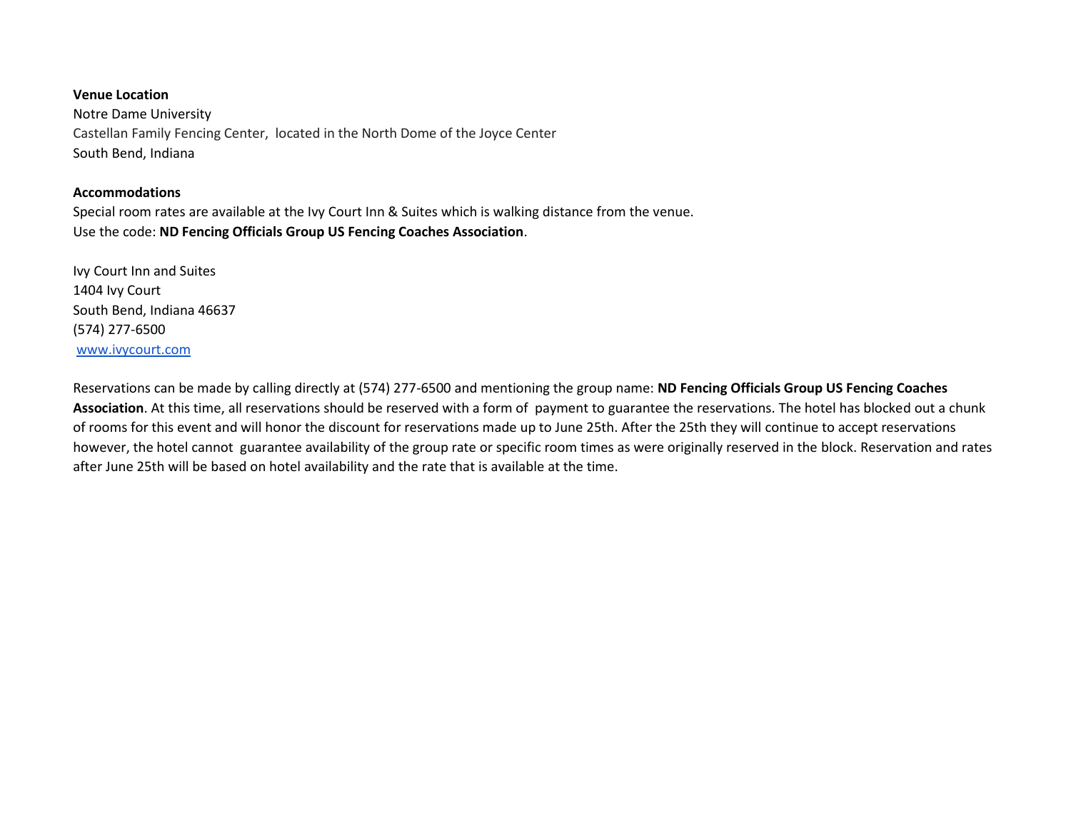**Venue Location**
Notre Dame University
Castellan Family Fencing Center, located in the North Dome of the Joyce Center
South Bend, Indiana

**Accommodations**
Special room rates are available at the Ivy Court Inn & Suites which is walking distance from the venue.
Use the code: **ND Fencing Officials Group US Fencing Coaches Association**.

Ivy Court Inn and Suites
1404 Ivy Court
South Bend, Indiana 46637
(574) 277-6500
www.ivycourt.com

Reservations can be made by calling directly at (574) 277-6500 and mentioning the group name: **ND Fencing Officials Group US Fencing Coaches Association**. At this time, all reservations should be reserved with a form of payment to guarantee the reservations. The hotel has blocked out a chunk of rooms for this event and will honor the discount for reservations made up to June 25th. After the 25th they will continue to accept reservations however, the hotel cannot guarantee availability of the group rate or specific room times as were originally reserved in the block. Reservation and rates after June 25th will be based on hotel availability and the rate that is available at the time.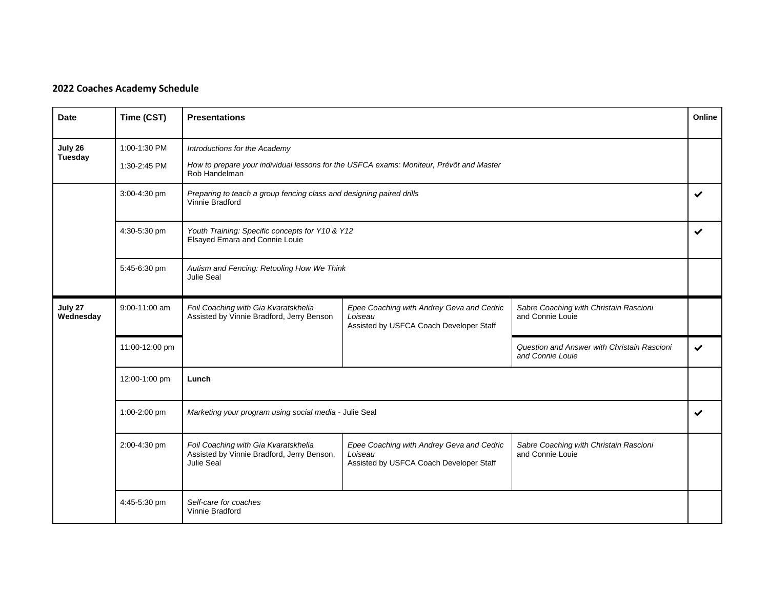**2022 Coaches Academy Schedule**

| Date | Time (CST) | Presentations | | | Online |
|---|---|---|---|---|---|
| **July 26 Tuesday** | 1:00-1:30 PM<br>1:30-2:45 PM | *Introductions for the Academy*<br>*How to prepare your individual lessons for the USFCA exams: Moniteur, Prévôt and Master*<br>Rob Handelman | | | |
| | 3:00-4:30 pm | *Preparing to teach a group fencing class and designing paired drills*<br>Vinnie Bradford | | | ✔ |
| | 4:30-5:30 pm | *Youth Training: Specific concepts for Y10 & Y12*<br>Elsayed Emara and Connie Louie | | | ✔ |
| | 5:45-6:30 pm | *Autism and Fencing: Retooling How We Think*<br>Julie Seal | | | |
| **July 27 Wednesday** | 9:00-11:00 am | *Foil Coaching with Gia Kvaratskhelia*<br>Assisted by Vinnie Bradford, Jerry Benson | *Epee Coaching with Andrey Geva and Cedric Loiseau*<br>Assisted by USFCA Coach Developer Staff | *Sabre Coaching with Christain Rascioni* and Connie Louie | |
| | 11:00-12:00 pm | | | *Question and Answer with Christain Rascioni and Connie Louie* | ✔ |
| | 12:00-1:00 pm | **Lunch** | | | |
| | 1:00-2:00 pm | *Marketing your program using social media* - Julie Seal | | | ✔ |
| | 2:00-4:30 pm | *Foil Coaching with Gia Kvaratskhelia*<br>Assisted by Vinnie Bradford, Jerry Benson, Julie Seal | *Epee Coaching with Andrey Geva and Cedric Loiseau*<br>Assisted by USFCA Coach Developer Staff | *Sabre Coaching with Christain Rascioni* and Connie Louie | |
| | 4:45-5:30 pm | *Self-care for coaches*<br>Vinnie Bradford | | | |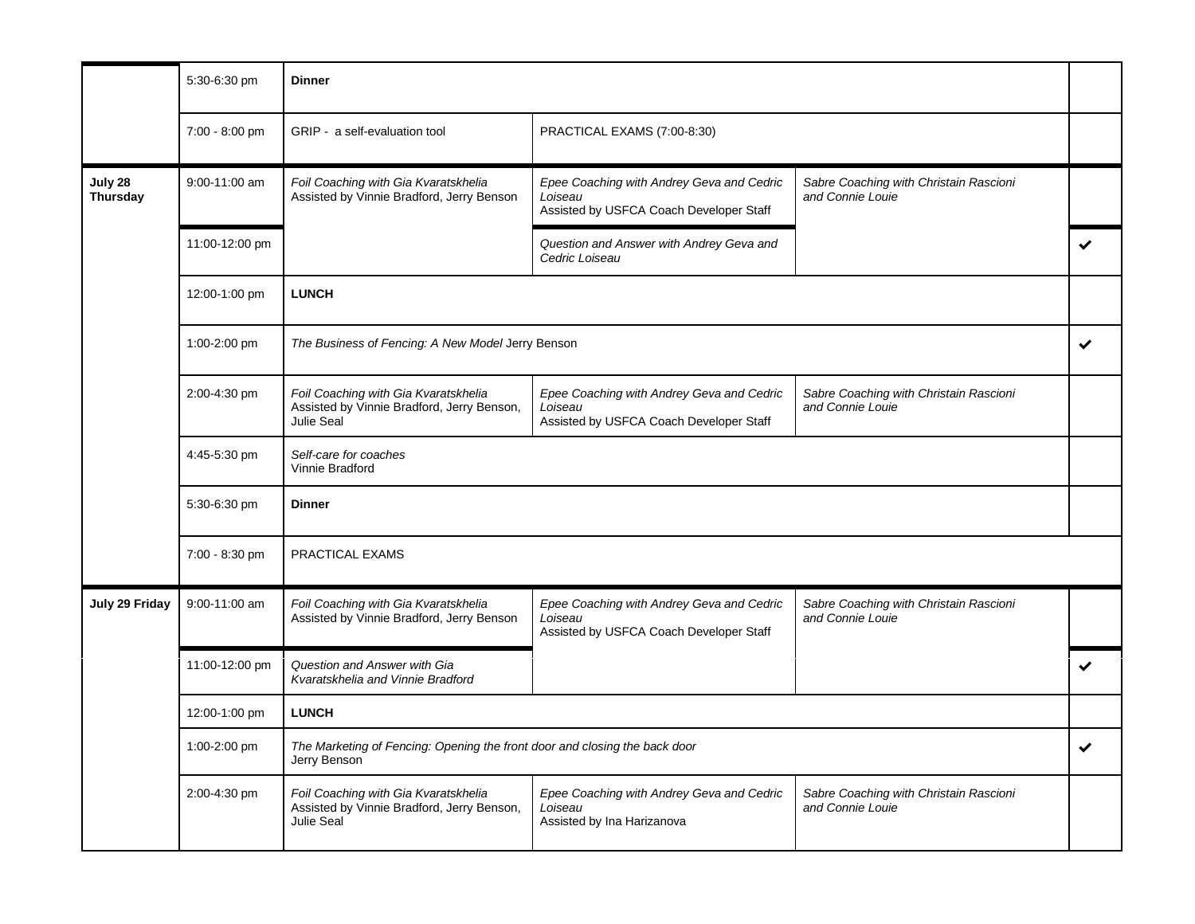| | | | | | |
|---|---|---|---|---|---|
| | 5:30-6:30 pm | **Dinner** | | | |
| | 7:00 - 8:00 pm | GRIP - a self-evaluation tool | PRACTICAL EXAMS (7:00-8:30) | | |
| **July 28 Thursday** | 9:00-11:00 am | *Foil Coaching with Gia Kvaratskhelia* Assisted by Vinnie Bradford, Jerry Benson | *Epee Coaching with Andrey Geva and Cedric Loiseau* Assisted by USFCA Coach Developer Staff | *Sabre Coaching with Christain Rascioni and Connie Louie* | |
| | 11:00-12:00 pm | | *Question and Answer with Andrey Geva and Cedric Loiseau* | | ✔ |
| | 12:00-1:00 pm | **LUNCH** | | | |
| | 1:00-2:00 pm | *The Business of Fencing: A New Model* Jerry Benson | | | ✔ |
| | 2:00-4:30 pm | *Foil Coaching with Gia Kvaratskhelia* Assisted by Vinnie Bradford, Jerry Benson, Julie Seal | *Epee Coaching with Andrey Geva and Cedric Loiseau* Assisted by USFCA Coach Developer Staff | *Sabre Coaching with Christain Rascioni and Connie Louie* | |
| | 4:45-5:30 pm | *Self-care for coaches* Vinnie Bradford | | | |
| | 5:30-6:30 pm | **Dinner** | | | |
| | 7:00 - 8:30 pm | PRACTICAL EXAMS | | | |
| **July 29 Friday** | 9:00-11:00 am | *Foil Coaching with Gia Kvaratskhelia* Assisted by Vinnie Bradford, Jerry Benson | *Epee Coaching with Andrey Geva and Cedric Loiseau* Assisted by USFCA Coach Developer Staff | *Sabre Coaching with Christain Rascioni and Connie Louie* | |
| | 11:00-12:00 pm | *Question and Answer with Gia Kvaratskhelia and Vinnie Bradford* | | | ✔ |
| | 12:00-1:00 pm | **LUNCH** | | | |
| | 1:00-2:00 pm | *The Marketing of Fencing: Opening the front door and closing the back door* Jerry Benson | | | ✔ |
| | 2:00-4:30 pm | *Foil Coaching with Gia Kvaratskhelia* Assisted by Vinnie Bradford, Jerry Benson, Julie Seal | *Epee Coaching with Andrey Geva and Cedric Loiseau* Assisted by Ina Harizanova | *Sabre Coaching with Christain Rascioni and Connie Louie* | |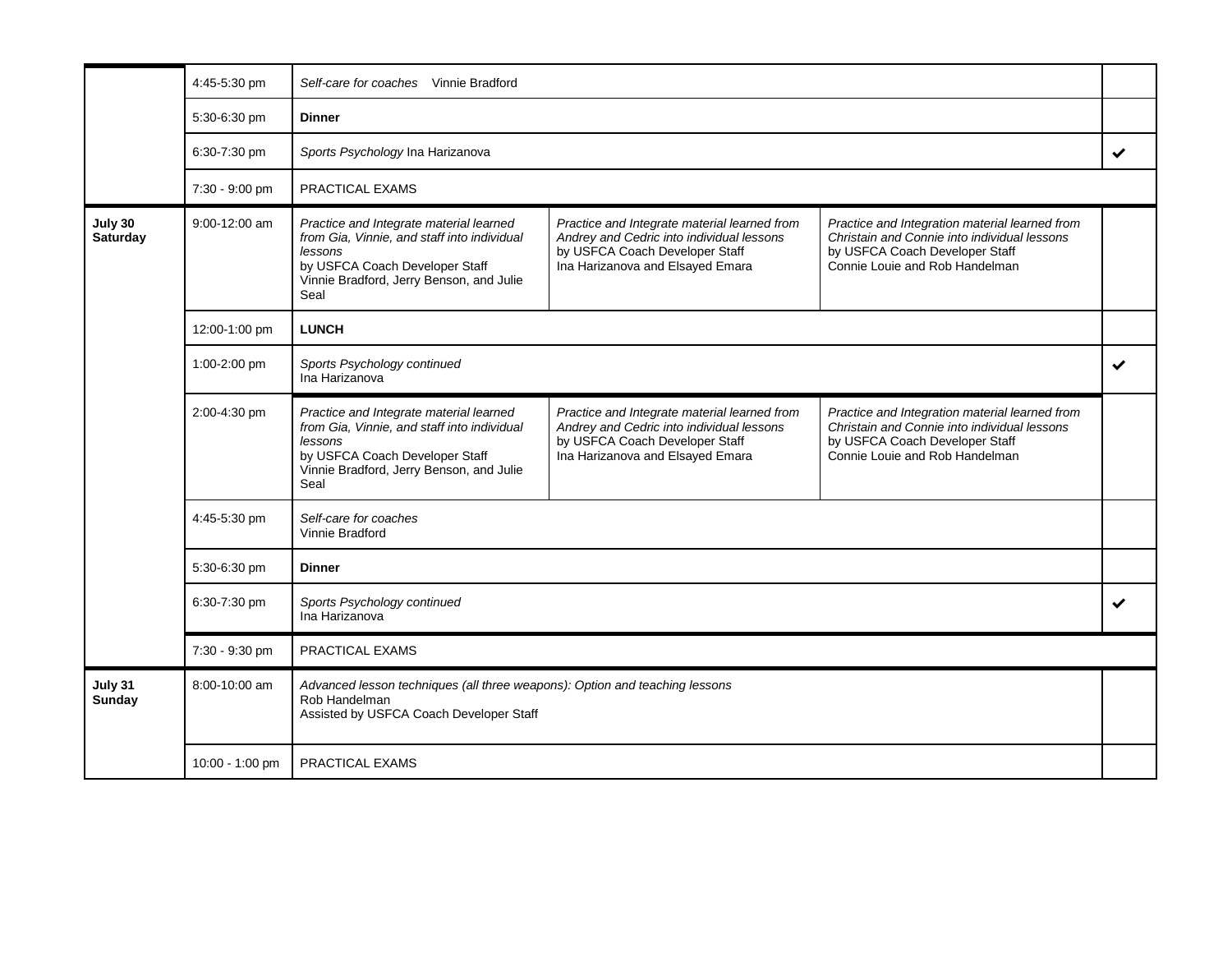| | | | | | |
|---|---|---|---|---|---|
| | 4:45-5:30 pm | *Self-care for coaches* Vinnie Bradford | | | |
| | 5:30-6:30 pm | **Dinner** | | | |
| | 6:30-7:30 pm | *Sports Psychology* Ina Harizanova | | | ✔ |
| | 7:30 - 9:00 pm | PRACTICAL EXAMS | | | |
| **July 30 Saturday** | 9:00-12:00 am | *Practice and Integrate material learned from Gia, Vinnie, and staff into individual lessons* by USFCA Coach Developer Staff Vinnie Bradford, Jerry Benson, and Julie Seal | *Practice and Integrate material learned from Andrey and Cedric into individual lessons* by USFCA Coach Developer Staff Ina Harizanova and Elsayed Emara | *Practice and Integration material learned from Christain and Connie into individual lessons* by USFCA Coach Developer Staff Connie Louie and Rob Handelman | |
| | 12:00-1:00 pm | **LUNCH** | | | |
| | 1:00-2:00 pm | *Sports Psychology continued* Ina Harizanova | | | ✔ |
| | 2:00-4:30 pm | *Practice and Integrate material learned from Gia, Vinnie, and staff into individual lessons* by USFCA Coach Developer Staff Vinnie Bradford, Jerry Benson, and Julie Seal | *Practice and Integrate material learned from Andrey and Cedric into individual lessons* by USFCA Coach Developer Staff Ina Harizanova and Elsayed Emara | *Practice and Integration material learned from Christain and Connie into individual lessons* by USFCA Coach Developer Staff Connie Louie and Rob Handelman | |
| | 4:45-5:30 pm | *Self-care for coaches* Vinnie Bradford | | | |
| | 5:30-6:30 pm | **Dinner** | | | |
| | 6:30-7:30 pm | *Sports Psychology continued* Ina Harizanova | | | ✔ |
| | 7:30 - 9:30 pm | PRACTICAL EXAMS | | | |
| **July 31 Sunday** | 8:00-10:00 am | *Advanced lesson techniques (all three weapons): Option and teaching lessons* Rob Handelman Assisted by USFCA Coach Developer Staff | | | |
| | 10:00 - 1:00 pm | PRACTICAL EXAMS | | | |